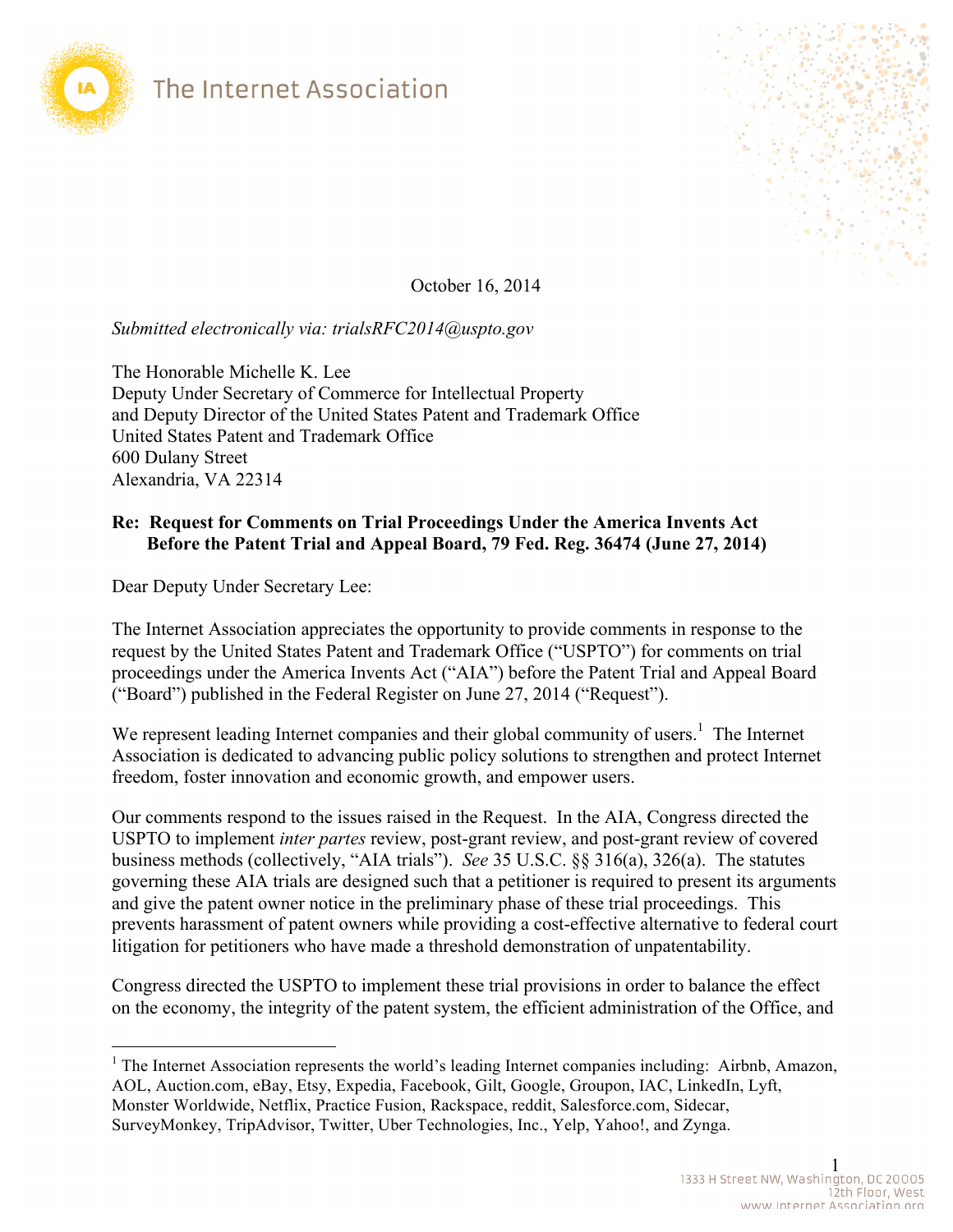The Internet Association

October 16, 2014

*Submitted electronically via: trialsRFC2014@uspto.gov*

The Honorable Michelle K. Lee
Deputy Under Secretary of Commerce for Intellectual Property
and Deputy Director of the United States Patent and Trademark Office
United States Patent and Trademark Office
600 Dulany Street
Alexandria, VA 22314

**Re: Request for Comments on Trial Proceedings Under the America Invents Act Before the Patent Trial and Appeal Board, 79 Fed. Reg. 36474 (June 27, 2014)**

Dear Deputy Under Secretary Lee:

The Internet Association appreciates the opportunity to provide comments in response to the request by the United States Patent and Trademark Office ("USPTO") for comments on trial proceedings under the America Invents Act ("AIA") before the Patent Trial and Appeal Board ("Board") published in the Federal Register on June 27, 2014 ("Request").

We represent leading Internet companies and their global community of users.[1] The Internet Association is dedicated to advancing public policy solutions to strengthen and protect Internet freedom, foster innovation and economic growth, and empower users.

Our comments respond to the issues raised in the Request. In the AIA, Congress directed the USPTO to implement *inter partes* review, post-grant review, and post-grant review of covered business methods (collectively, "AIA trials"). *See* 35 U.S.C. §§ 316(a), 326(a). The statutes governing these AIA trials are designed such that a petitioner is required to present its arguments and give the patent owner notice in the preliminary phase of these trial proceedings. This prevents harassment of patent owners while providing a cost-effective alternative to federal court litigation for petitioners who have made a threshold demonstration of unpatentability.

Congress directed the USPTO to implement these trial provisions in order to balance the effect on the economy, the integrity of the patent system, the efficient administration of the Office, and

[1] The Internet Association represents the world's leading Internet companies including: Airbnb, Amazon, AOL, Auction.com, eBay, Etsy, Expedia, Facebook, Gilt, Google, Groupon, IAC, LinkedIn, Lyft, Monster Worldwide, Netflix, Practice Fusion, Rackspace, reddit, Salesforce.com, Sidecar, SurveyMonkey, TripAdvisor, Twitter, Uber Technologies, Inc., Yelp, Yahoo!, and Zynga.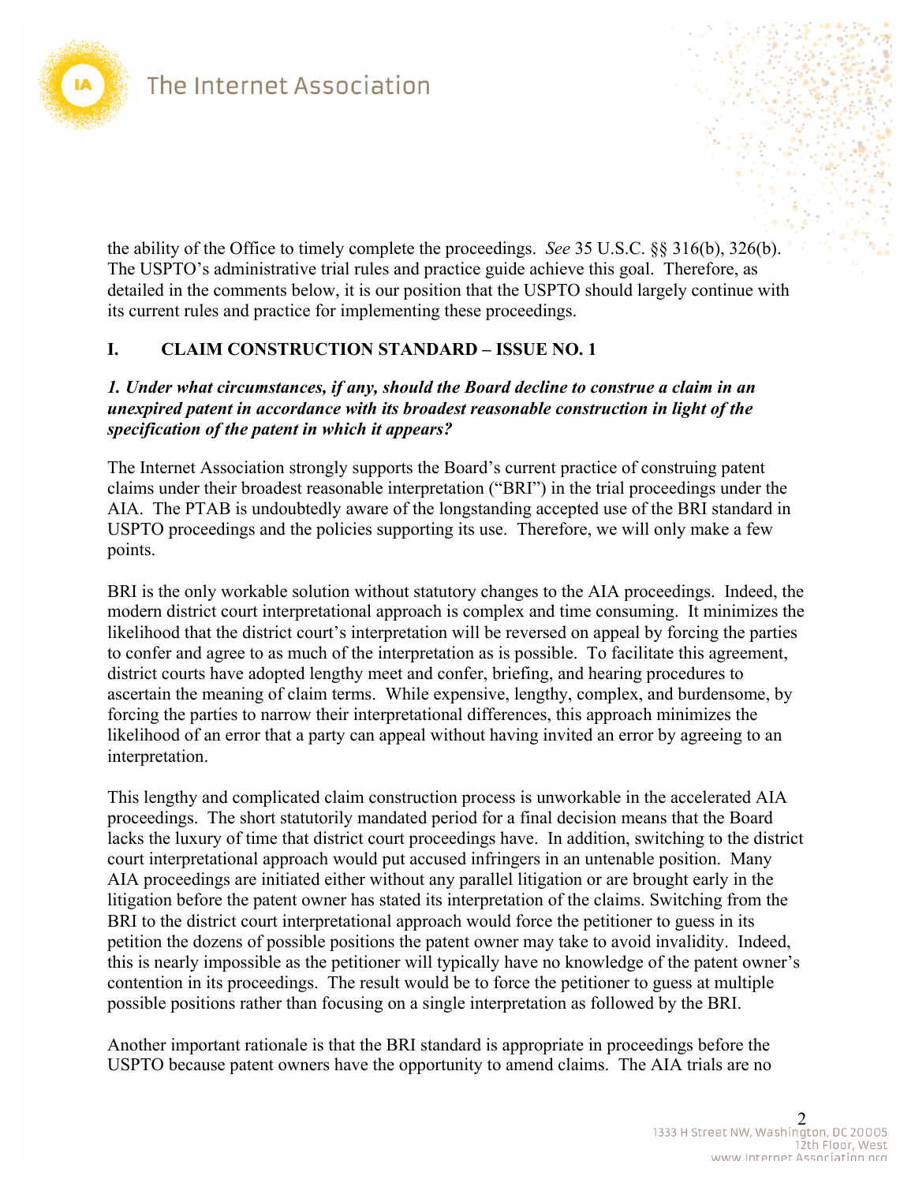the ability of the Office to timely complete the proceedings. *See* 35 U.S.C. §§ 316(b), 326(b). The USPTO's administrative trial rules and practice guide achieve this goal. Therefore, as detailed in the comments below, it is our position that the USPTO should largely continue with its current rules and practice for implementing these proceedings.

## I. CLAIM CONSTRUCTION STANDARD – ISSUE NO. 1

***1. Under what circumstances, if any, should the Board decline to construe a claim in an unexpired patent in accordance with its broadest reasonable construction in light of the specification of the patent in which it appears?***

The Internet Association strongly supports the Board's current practice of construing patent claims under their broadest reasonable interpretation ("BRI") in the trial proceedings under the AIA. The PTAB is undoubtedly aware of the longstanding accepted use of the BRI standard in USPTO proceedings and the policies supporting its use. Therefore, we will only make a few points.

BRI is the only workable solution without statutory changes to the AIA proceedings. Indeed, the modern district court interpretational approach is complex and time consuming. It minimizes the likelihood that the district court's interpretation will be reversed on appeal by forcing the parties to confer and agree to as much of the interpretation as is possible. To facilitate this agreement, district courts have adopted lengthy meet and confer, briefing, and hearing procedures to ascertain the meaning of claim terms. While expensive, lengthy, complex, and burdensome, by forcing the parties to narrow their interpretational differences, this approach minimizes the likelihood of an error that a party can appeal without having invited an error by agreeing to an interpretation.

This lengthy and complicated claim construction process is unworkable in the accelerated AIA proceedings. The short statutorily mandated period for a final decision means that the Board lacks the luxury of time that district court proceedings have. In addition, switching to the district court interpretational approach would put accused infringers in an untenable position. Many AIA proceedings are initiated either without any parallel litigation or are brought early in the litigation before the patent owner has stated its interpretation of the claims. Switching from the BRI to the district court interpretational approach would force the petitioner to guess in its petition the dozens of possible positions the patent owner may take to avoid invalidity. Indeed, this is nearly impossible as the petitioner will typically have no knowledge of the patent owner's contention in its proceedings. The result would be to force the petitioner to guess at multiple possible positions rather than focusing on a single interpretation as followed by the BRI.

Another important rationale is that the BRI standard is appropriate in proceedings before the USPTO because patent owners have the opportunity to amend claims. The AIA trials are no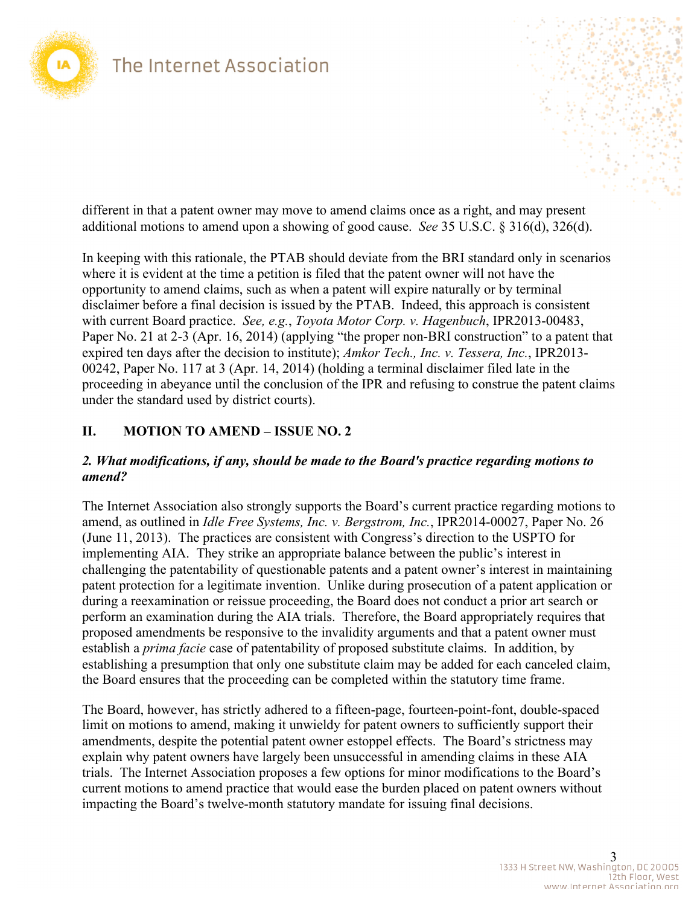different in that a patent owner may move to amend claims once as a right, and may present additional motions to amend upon a showing of good cause. *See* 35 U.S.C. § 316(d), 326(d).

In keeping with this rationale, the PTAB should deviate from the BRI standard only in scenarios where it is evident at the time a petition is filed that the patent owner will not have the opportunity to amend claims, such as when a patent will expire naturally or by terminal disclaimer before a final decision is issued by the PTAB. Indeed, this approach is consistent with current Board practice. *See, e.g.*, *Toyota Motor Corp. v. Hagenbuch*, IPR2013-00483, Paper No. 21 at 2-3 (Apr. 16, 2014) (applying "the proper non-BRI construction" to a patent that expired ten days after the decision to institute); *Amkor Tech., Inc. v. Tessera, Inc.*, IPR2013-00242, Paper No. 117 at 3 (Apr. 14, 2014) (holding a terminal disclaimer filed late in the proceeding in abeyance until the conclusion of the IPR and refusing to construe the patent claims under the standard used by district courts).

## II. MOTION TO AMEND – ISSUE NO. 2

***2. What modifications, if any, should be made to the Board's practice regarding motions to amend?***

The Internet Association also strongly supports the Board's current practice regarding motions to amend, as outlined in *Idle Free Systems, Inc. v. Bergstrom, Inc.*, IPR2014-00027, Paper No. 26 (June 11, 2013). The practices are consistent with Congress's direction to the USPTO for implementing AIA. They strike an appropriate balance between the public's interest in challenging the patentability of questionable patents and a patent owner's interest in maintaining patent protection for a legitimate invention. Unlike during prosecution of a patent application or during a reexamination or reissue proceeding, the Board does not conduct a prior art search or perform an examination during the AIA trials. Therefore, the Board appropriately requires that proposed amendments be responsive to the invalidity arguments and that a patent owner must establish a *prima facie* case of patentability of proposed substitute claims. In addition, by establishing a presumption that only one substitute claim may be added for each canceled claim, the Board ensures that the proceeding can be completed within the statutory time frame.

The Board, however, has strictly adhered to a fifteen-page, fourteen-point-font, double-spaced limit on motions to amend, making it unwieldy for patent owners to sufficiently support their amendments, despite the potential patent owner estoppel effects. The Board's strictness may explain why patent owners have largely been unsuccessful in amending claims in these AIA trials. The Internet Association proposes a few options for minor modifications to the Board's current motions to amend practice that would ease the burden placed on patent owners without impacting the Board's twelve-month statutory mandate for issuing final decisions.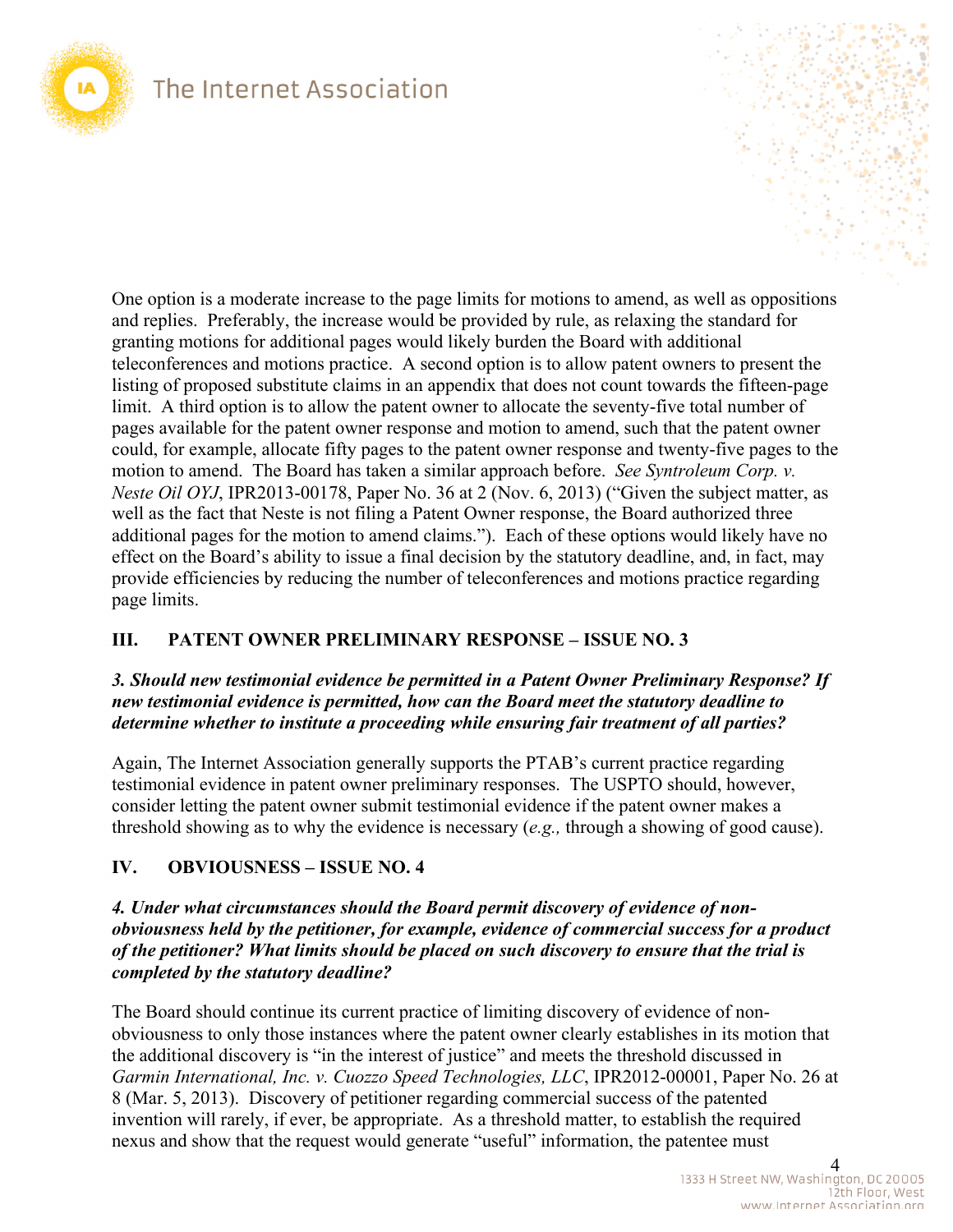One option is a moderate increase to the page limits for motions to amend, as well as oppositions and replies. Preferably, the increase would be provided by rule, as relaxing the standard for granting motions for additional pages would likely burden the Board with additional teleconferences and motions practice. A second option is to allow patent owners to present the listing of proposed substitute claims in an appendix that does not count towards the fifteen-page limit. A third option is to allow the patent owner to allocate the seventy-five total number of pages available for the patent owner response and motion to amend, such that the patent owner could, for example, allocate fifty pages to the patent owner response and twenty-five pages to the motion to amend. The Board has taken a similar approach before. *See Syntroleum Corp. v. Neste Oil OYJ*, IPR2013-00178, Paper No. 36 at 2 (Nov. 6, 2013) ("Given the subject matter, as well as the fact that Neste is not filing a Patent Owner response, the Board authorized three additional pages for the motion to amend claims."). Each of these options would likely have no effect on the Board's ability to issue a final decision by the statutory deadline, and, in fact, may provide efficiencies by reducing the number of teleconferences and motions practice regarding page limits.

## III. PATENT OWNER PRELIMINARY RESPONSE – ISSUE NO. 3

***3. Should new testimonial evidence be permitted in a Patent Owner Preliminary Response? If new testimonial evidence is permitted, how can the Board meet the statutory deadline to determine whether to institute a proceeding while ensuring fair treatment of all parties?***

Again, The Internet Association generally supports the PTAB's current practice regarding testimonial evidence in patent owner preliminary responses. The USPTO should, however, consider letting the patent owner submit testimonial evidence if the patent owner makes a threshold showing as to why the evidence is necessary (*e.g.,* through a showing of good cause).

## IV. OBVIOUSNESS – ISSUE NO. 4

***4. Under what circumstances should the Board permit discovery of evidence of non-obviousness held by the petitioner, for example, evidence of commercial success for a product of the petitioner? What limits should be placed on such discovery to ensure that the trial is completed by the statutory deadline?***

The Board should continue its current practice of limiting discovery of evidence of non-obviousness to only those instances where the patent owner clearly establishes in its motion that the additional discovery is "in the interest of justice" and meets the threshold discussed in *Garmin International, Inc. v. Cuozzo Speed Technologies, LLC*, IPR2012-00001, Paper No. 26 at 8 (Mar. 5, 2013). Discovery of petitioner regarding commercial success of the patented invention will rarely, if ever, be appropriate. As a threshold matter, to establish the required nexus and show that the request would generate "useful" information, the patentee must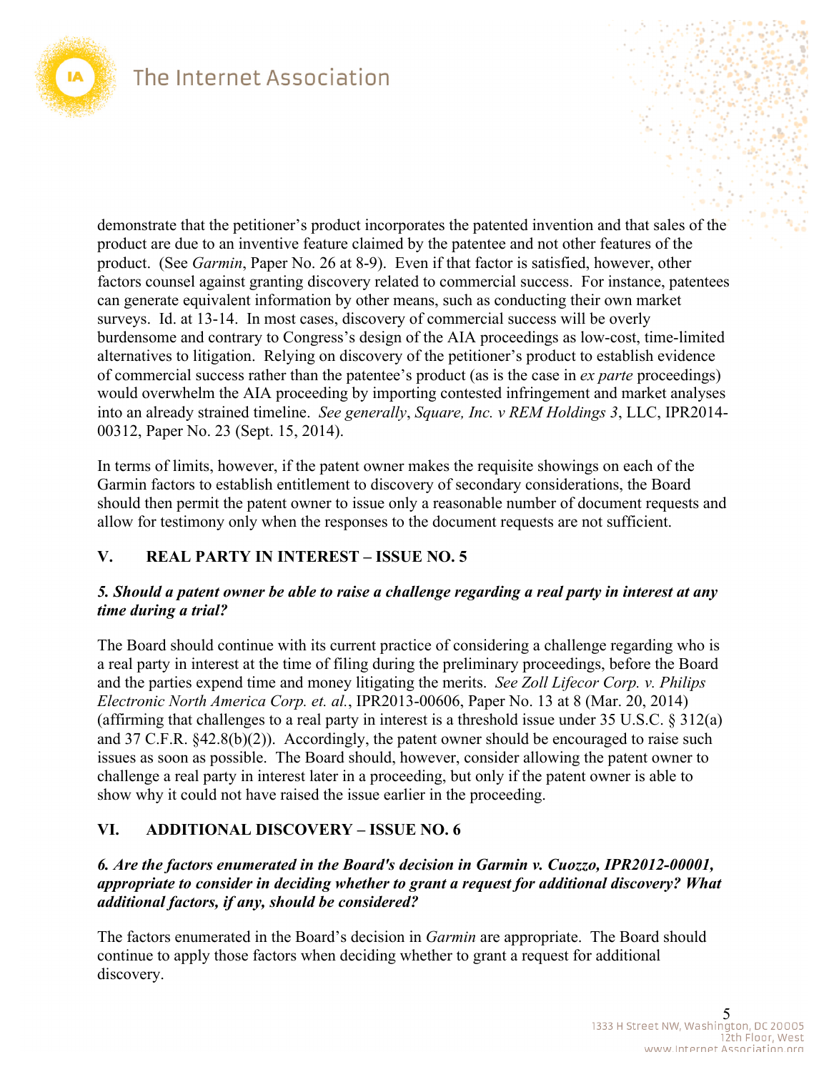demonstrate that the petitioner's product incorporates the patented invention and that sales of the product are due to an inventive feature claimed by the patentee and not other features of the product. (See *Garmin*, Paper No. 26 at 8-9). Even if that factor is satisfied, however, other factors counsel against granting discovery related to commercial success. For instance, patentees can generate equivalent information by other means, such as conducting their own market surveys. Id. at 13-14. In most cases, discovery of commercial success will be overly burdensome and contrary to Congress's design of the AIA proceedings as low-cost, time-limited alternatives to litigation. Relying on discovery of the petitioner's product to establish evidence of commercial success rather than the patentee's product (as is the case in *ex parte* proceedings) would overwhelm the AIA proceeding by importing contested infringement and market analyses into an already strained timeline. *See generally*, *Square, Inc. v REM Holdings 3*, LLC, IPR2014-00312, Paper No. 23 (Sept. 15, 2014).

In terms of limits, however, if the patent owner makes the requisite showings on each of the Garmin factors to establish entitlement to discovery of secondary considerations, the Board should then permit the patent owner to issue only a reasonable number of document requests and allow for testimony only when the responses to the document requests are not sufficient.

## V. REAL PARTY IN INTEREST – ISSUE NO. 5

***5. Should a patent owner be able to raise a challenge regarding a real party in interest at any time during a trial?***

The Board should continue with its current practice of considering a challenge regarding who is a real party in interest at the time of filing during the preliminary proceedings, before the Board and the parties expend time and money litigating the merits. *See Zoll Lifecor Corp. v. Philips Electronic North America Corp. et. al.*, IPR2013-00606, Paper No. 13 at 8 (Mar. 20, 2014) (affirming that challenges to a real party in interest is a threshold issue under 35 U.S.C. § 312(a) and 37 C.F.R. §42.8(b)(2)). Accordingly, the patent owner should be encouraged to raise such issues as soon as possible. The Board should, however, consider allowing the patent owner to challenge a real party in interest later in a proceeding, but only if the patent owner is able to show why it could not have raised the issue earlier in the proceeding.

## VI. ADDITIONAL DISCOVERY – ISSUE NO. 6

***6. Are the factors enumerated in the Board's decision in Garmin v. Cuozzo, IPR2012-00001, appropriate to consider in deciding whether to grant a request for additional discovery? What additional factors, if any, should be considered?***

The factors enumerated in the Board's decision in *Garmin* are appropriate. The Board should continue to apply those factors when deciding whether to grant a request for additional discovery.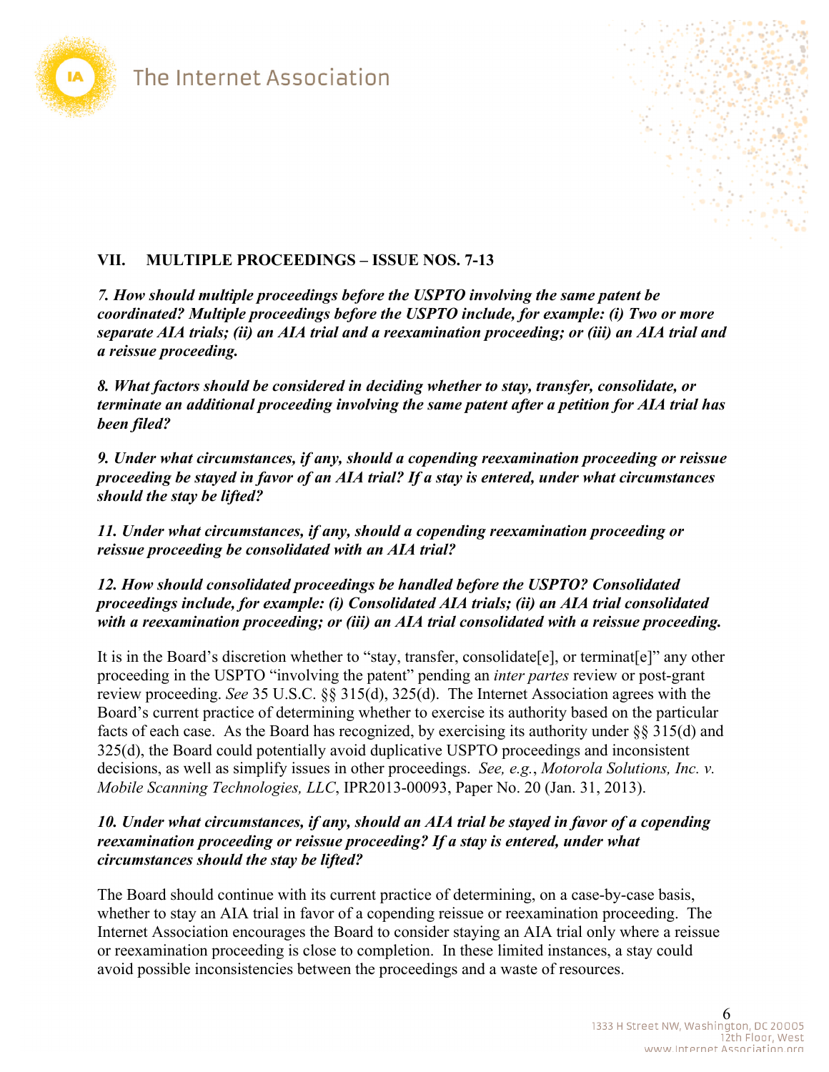## VII. MULTIPLE PROCEEDINGS – ISSUE NOS. 7-13

***7. How should multiple proceedings before the USPTO involving the same patent be coordinated? Multiple proceedings before the USPTO include, for example: (i) Two or more separate AIA trials; (ii) an AIA trial and a reexamination proceeding; or (iii) an AIA trial and a reissue proceeding.***

***8. What factors should be considered in deciding whether to stay, transfer, consolidate, or terminate an additional proceeding involving the same patent after a petition for AIA trial has been filed?***

***9. Under what circumstances, if any, should a copending reexamination proceeding or reissue proceeding be stayed in favor of an AIA trial? If a stay is entered, under what circumstances should the stay be lifted?***

***11. Under what circumstances, if any, should a copending reexamination proceeding or reissue proceeding be consolidated with an AIA trial?***

***12. How should consolidated proceedings be handled before the USPTO? Consolidated proceedings include, for example: (i) Consolidated AIA trials; (ii) an AIA trial consolidated with a reexamination proceeding; or (iii) an AIA trial consolidated with a reissue proceeding.***

It is in the Board's discretion whether to "stay, transfer, consolidate[e], or terminat[e]" any other proceeding in the USPTO "involving the patent" pending an *inter partes* review or post-grant review proceeding. *See* 35 U.S.C. §§ 315(d), 325(d). The Internet Association agrees with the Board's current practice of determining whether to exercise its authority based on the particular facts of each case. As the Board has recognized, by exercising its authority under §§ 315(d) and 325(d), the Board could potentially avoid duplicative USPTO proceedings and inconsistent decisions, as well as simplify issues in other proceedings. *See, e.g.*, *Motorola Solutions, Inc. v. Mobile Scanning Technologies, LLC*, IPR2013-00093, Paper No. 20 (Jan. 31, 2013).

***10. Under what circumstances, if any, should an AIA trial be stayed in favor of a copending reexamination proceeding or reissue proceeding? If a stay is entered, under what circumstances should the stay be lifted?***

The Board should continue with its current practice of determining, on a case-by-case basis, whether to stay an AIA trial in favor of a copending reissue or reexamination proceeding. The Internet Association encourages the Board to consider staying an AIA trial only where a reissue or reexamination proceeding is close to completion. In these limited instances, a stay could avoid possible inconsistencies between the proceedings and a waste of resources.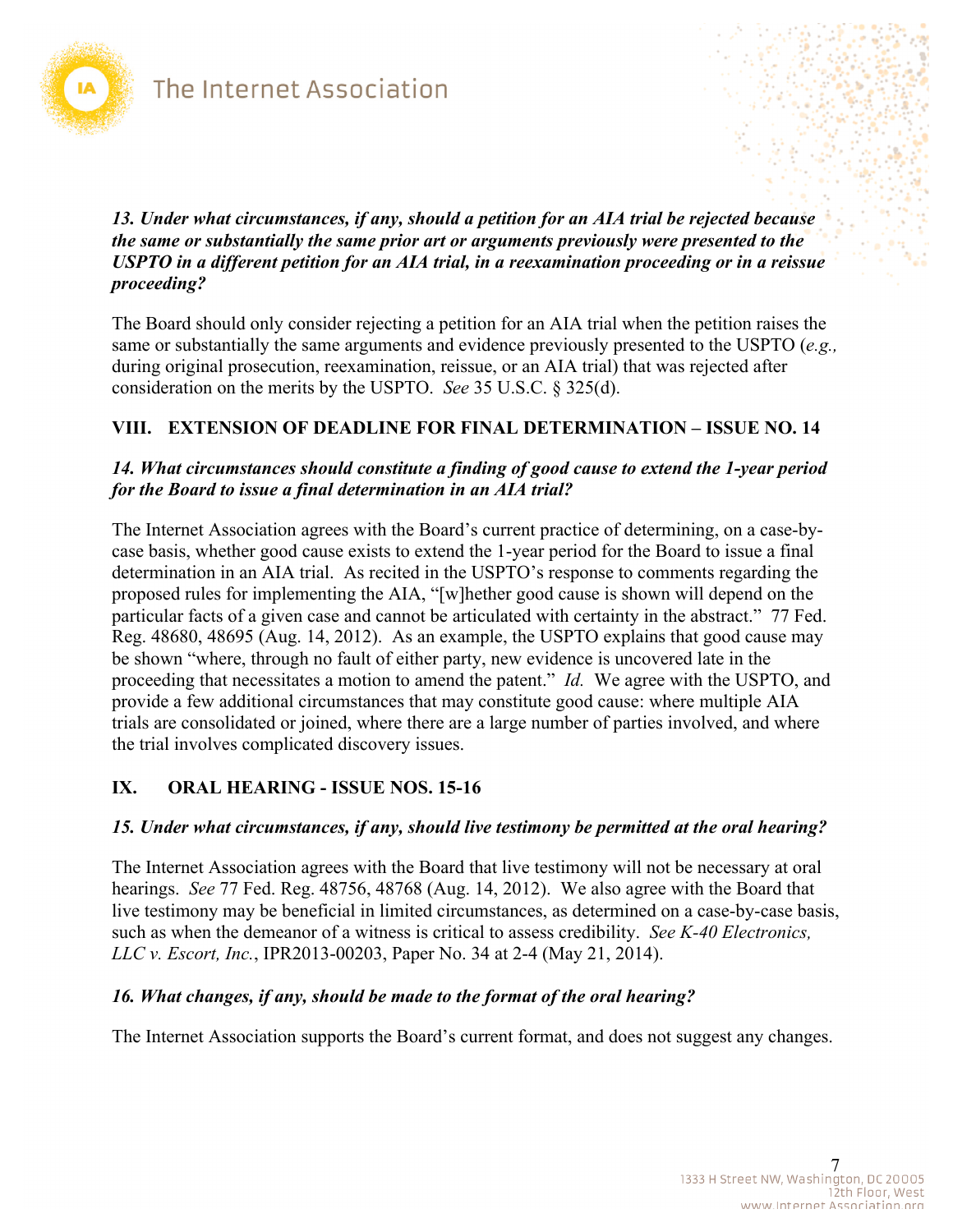***13. Under what circumstances, if any, should a petition for an AIA trial be rejected because the same or substantially the same prior art or arguments previously were presented to the USPTO in a different petition for an AIA trial, in a reexamination proceeding or in a reissue proceeding?***

The Board should only consider rejecting a petition for an AIA trial when the petition raises the same or substantially the same arguments and evidence previously presented to the USPTO (*e.g.,* during original prosecution, reexamination, reissue, or an AIA trial) that was rejected after consideration on the merits by the USPTO. *See* 35 U.S.C. § 325(d).

## VIII. EXTENSION OF DEADLINE FOR FINAL DETERMINATION – ISSUE NO. 14

***14. What circumstances should constitute a finding of good cause to extend the 1-year period for the Board to issue a final determination in an AIA trial?***

The Internet Association agrees with the Board's current practice of determining, on a case-by-case basis, whether good cause exists to extend the 1-year period for the Board to issue a final determination in an AIA trial. As recited in the USPTO's response to comments regarding the proposed rules for implementing the AIA, "[w]hether good cause is shown will depend on the particular facts of a given case and cannot be articulated with certainty in the abstract." 77 Fed. Reg. 48680, 48695 (Aug. 14, 2012). As an example, the USPTO explains that good cause may be shown "where, through no fault of either party, new evidence is uncovered late in the proceeding that necessitates a motion to amend the patent." *Id.* We agree with the USPTO, and provide a few additional circumstances that may constitute good cause: where multiple AIA trials are consolidated or joined, where there are a large number of parties involved, and where the trial involves complicated discovery issues.

## IX. ORAL HEARING - ISSUE NOS. 15-16

***15. Under what circumstances, if any, should live testimony be permitted at the oral hearing?***

The Internet Association agrees with the Board that live testimony will not be necessary at oral hearings. *See* 77 Fed. Reg. 48756, 48768 (Aug. 14, 2012). We also agree with the Board that live testimony may be beneficial in limited circumstances, as determined on a case-by-case basis, such as when the demeanor of a witness is critical to assess credibility. *See K-40 Electronics, LLC v. Escort, Inc.*, IPR2013-00203, Paper No. 34 at 2-4 (May 21, 2014).

***16. What changes, if any, should be made to the format of the oral hearing?***

The Internet Association supports the Board's current format, and does not suggest any changes.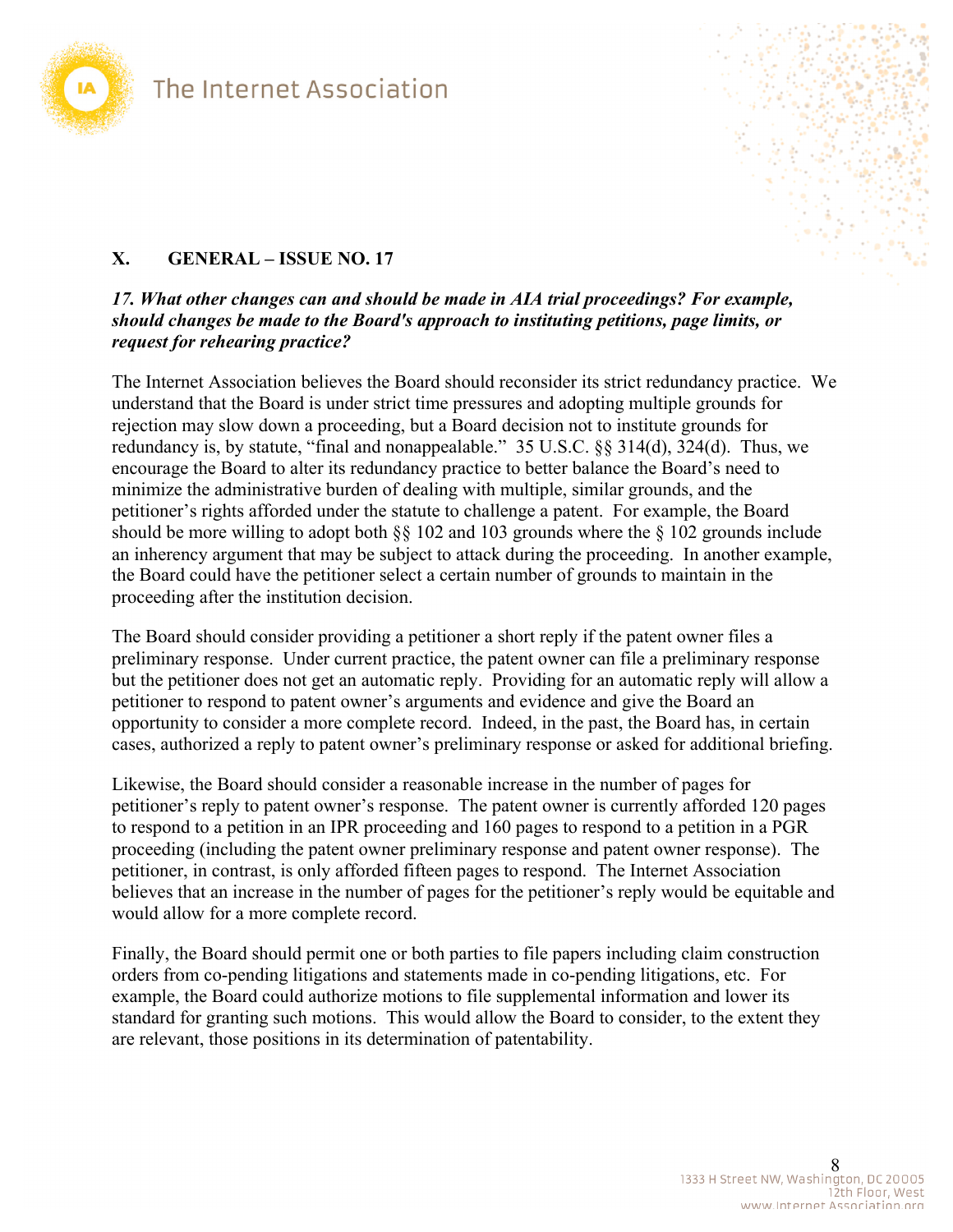## X. GENERAL – ISSUE NO. 17

***17. What other changes can and should be made in AIA trial proceedings? For example, should changes be made to the Board's approach to instituting petitions, page limits, or request for rehearing practice?***

The Internet Association believes the Board should reconsider its strict redundancy practice. We understand that the Board is under strict time pressures and adopting multiple grounds for rejection may slow down a proceeding, but a Board decision not to institute grounds for redundancy is, by statute, "final and nonappealable." 35 U.S.C. §§ 314(d), 324(d). Thus, we encourage the Board to alter its redundancy practice to better balance the Board's need to minimize the administrative burden of dealing with multiple, similar grounds, and the petitioner's rights afforded under the statute to challenge a patent. For example, the Board should be more willing to adopt both §§ 102 and 103 grounds where the § 102 grounds include an inherency argument that may be subject to attack during the proceeding. In another example, the Board could have the petitioner select a certain number of grounds to maintain in the proceeding after the institution decision.

The Board should consider providing a petitioner a short reply if the patent owner files a preliminary response. Under current practice, the patent owner can file a preliminary response but the petitioner does not get an automatic reply. Providing for an automatic reply will allow a petitioner to respond to patent owner's arguments and evidence and give the Board an opportunity to consider a more complete record. Indeed, in the past, the Board has, in certain cases, authorized a reply to patent owner's preliminary response or asked for additional briefing.

Likewise, the Board should consider a reasonable increase in the number of pages for petitioner's reply to patent owner's response. The patent owner is currently afforded 120 pages to respond to a petition in an IPR proceeding and 160 pages to respond to a petition in a PGR proceeding (including the patent owner preliminary response and patent owner response). The petitioner, in contrast, is only afforded fifteen pages to respond. The Internet Association believes that an increase in the number of pages for the petitioner's reply would be equitable and would allow for a more complete record.

Finally, the Board should permit one or both parties to file papers including claim construction orders from co-pending litigations and statements made in co-pending litigations, etc. For example, the Board could authorize motions to file supplemental information and lower its standard for granting such motions. This would allow the Board to consider, to the extent they are relevant, those positions in its determination of patentability.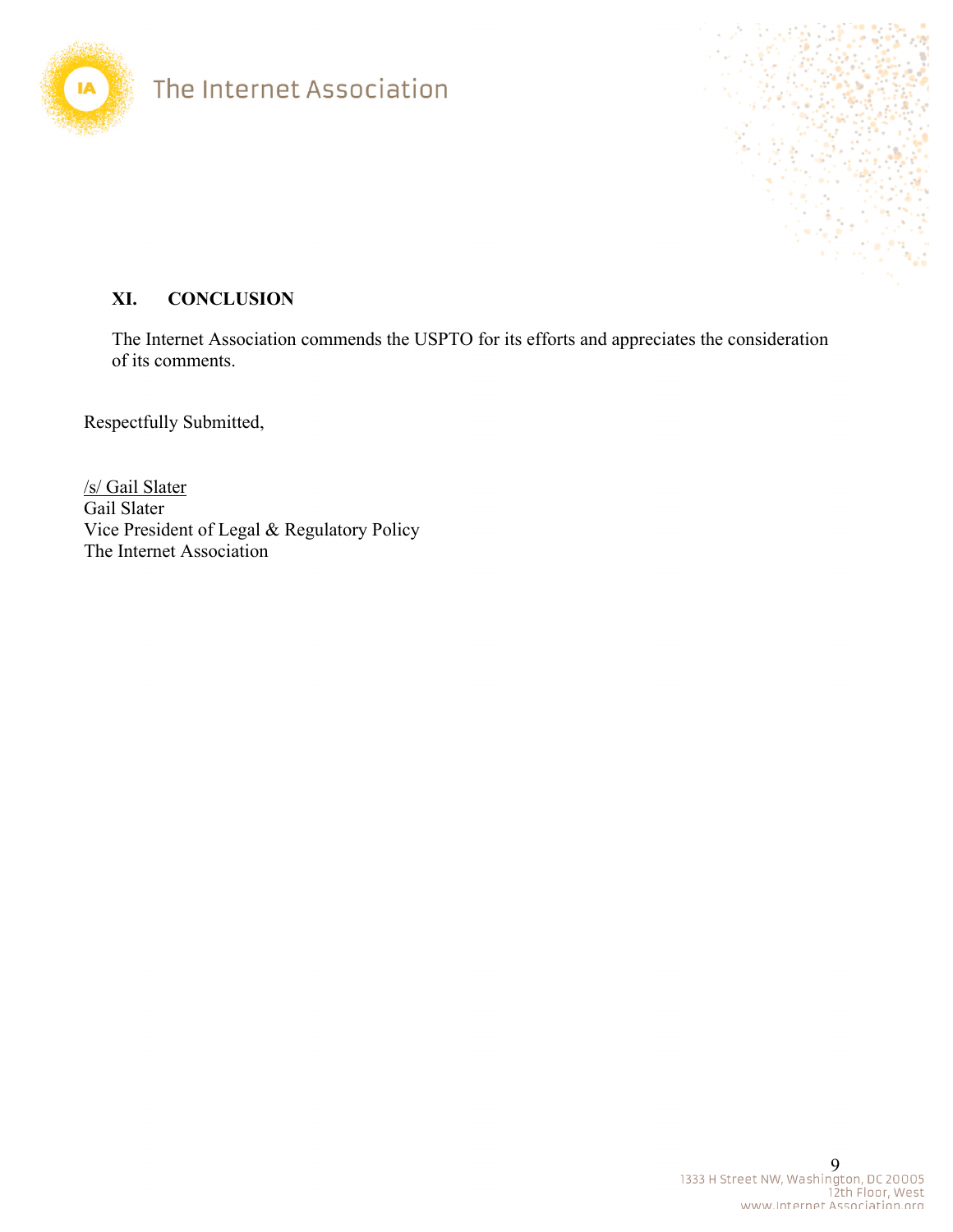## XI. CONCLUSION

The Internet Association commends the USPTO for its efforts and appreciates the consideration of its comments.

Respectfully Submitted,

/s/ Gail Slater
Gail Slater
Vice President of Legal & Regulatory Policy
The Internet Association